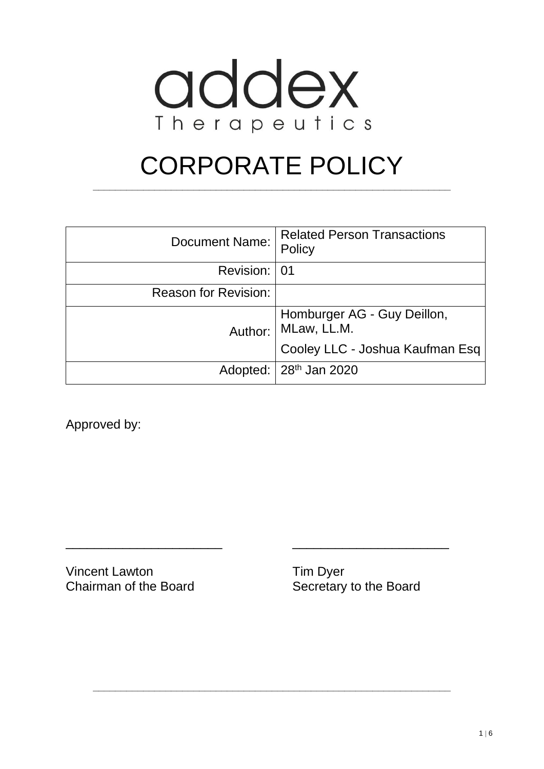addex
Therapeutics

# CORPORATE POLICY

| Document Name: | Related Person Transactions Policy |
|---|---|
| Revision: | 01 |
| Reason for Revision: | |
| Author: | Homburger AG - Guy Deillon, MLaw, LL.M.<br>Cooley LLC - Joshua Kaufman Esq |
| Adopted: | 28th Jan 2020 |

Approved by:

\_\_\_\_\_\_\_\_\_\_\_\_\_\_\_\_\_\_\_\_\_\_ \_\_\_\_\_\_\_\_\_\_\_\_\_\_\_\_\_\_\_\_\_\_

Vincent Lawton
Chairman of the Board

Tim Dyer
Secretary to the Board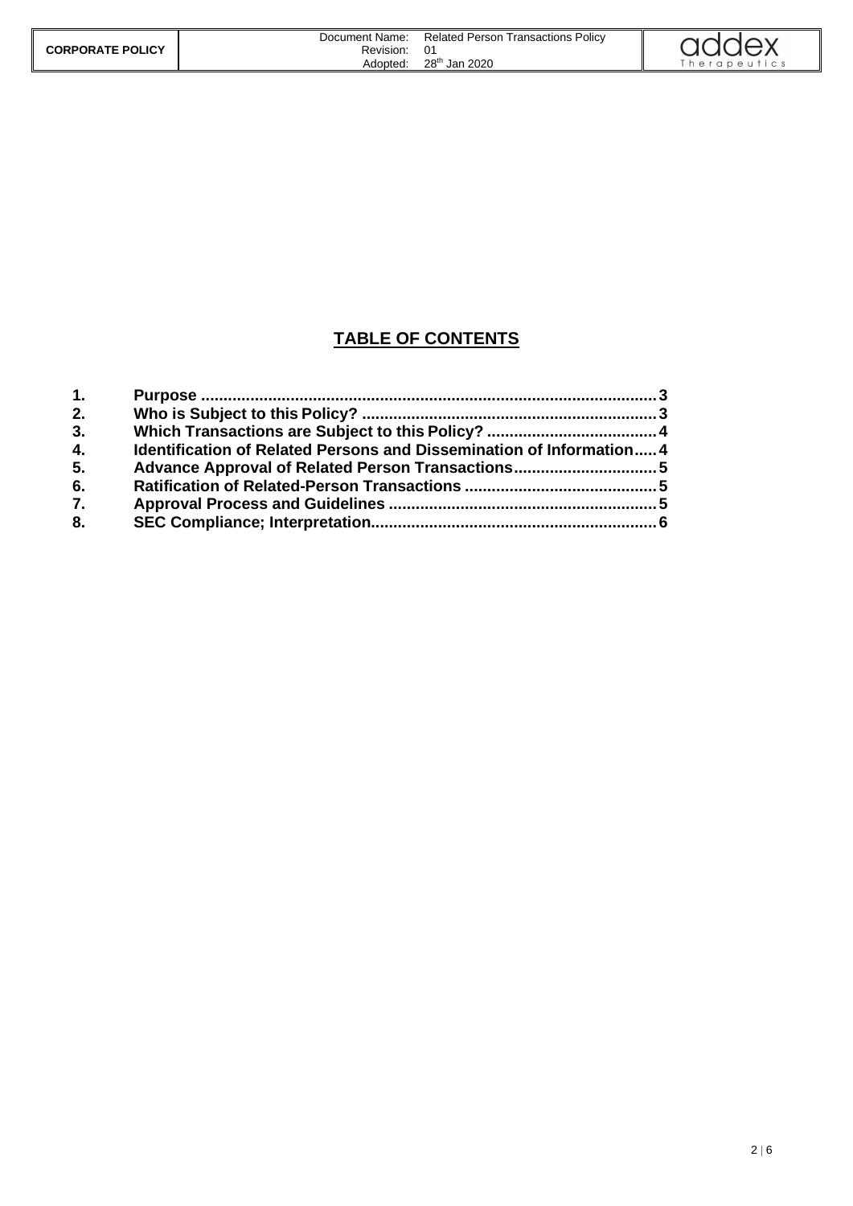## TABLE OF CONTENTS

1. **Purpose** ........................................................................................ 3
2. **Who is Subject to this Policy?** ................................................................ 3
3. **Which Transactions are Subject to this Policy?** ...................................... 4
4. **Identification of Related Persons and Dissemination of Information** ..... 4
5. **Advance Approval of Related Person Transactions** ................................ 5
6. **Ratification of Related-Person Transactions** .......................................... 5
7. **Approval Process and Guidelines** ........................................................... 5
8. **SEC Compliance; Interpretation** ............................................................... 6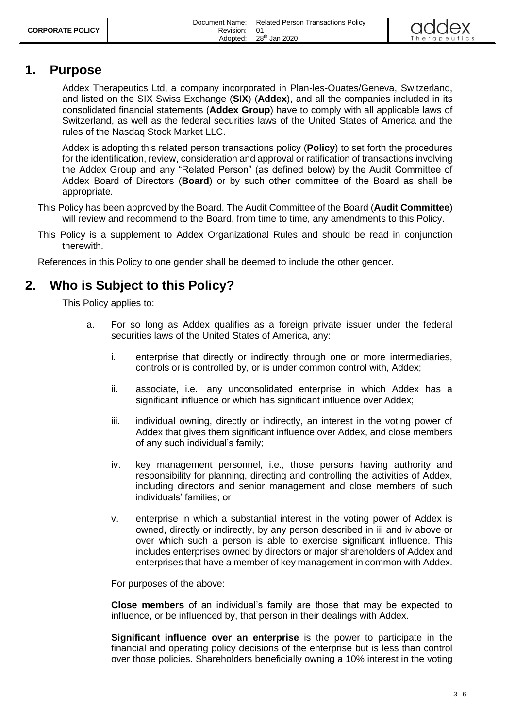# 1. Purpose

Addex Therapeutics Ltd, a company incorporated in Plan-les-Ouates/Geneva, Switzerland, and listed on the SIX Swiss Exchange (**SIX**) (**Addex**), and all the companies included in its consolidated financial statements (**Addex Group**) have to comply with all applicable laws of Switzerland, as well as the federal securities laws of the United States of America and the rules of the Nasdaq Stock Market LLC.

Addex is adopting this related person transactions policy (**Policy**) to set forth the procedures for the identification, review, consideration and approval or ratification of transactions involving the Addex Group and any "Related Person" (as defined below) by the Audit Committee of Addex Board of Directors (**Board**) or by such other committee of the Board as shall be appropriate.

This Policy has been approved by the Board. The Audit Committee of the Board (**Audit Committee**) will review and recommend to the Board, from time to time, any amendments to this Policy.

This Policy is a supplement to Addex Organizational Rules and should be read in conjunction therewith.

References in this Policy to one gender shall be deemed to include the other gender.

# 2. Who is Subject to this Policy?

This Policy applies to:

a. For so long as Addex qualifies as a foreign private issuer under the federal securities laws of the United States of America*,* any:

   i. enterprise that directly or indirectly through one or more intermediaries, controls or is controlled by, or is under common control with, Addex;

   ii. associate, i.e., any unconsolidated enterprise in which Addex has a significant influence or which has significant influence over Addex;

   iii. individual owning, directly or indirectly, an interest in the voting power of Addex that gives them significant influence over Addex, and close members of any such individual's family;

   iv. key management personnel, i.e., those persons having authority and responsibility for planning, directing and controlling the activities of Addex, including directors and senior management and close members of such individuals' families; or

   v. enterprise in which a substantial interest in the voting power of Addex is owned, directly or indirectly, by any person described in iii and iv above or over which such a person is able to exercise significant influence. This includes enterprises owned by directors or major shareholders of Addex and enterprises that have a member of key management in common with Addex.

For purposes of the above:

**Close members** of an individual's family are those that may be expected to influence, or be influenced by, that person in their dealings with Addex.

**Significant influence over an enterprise** is the power to participate in the financial and operating policy decisions of the enterprise but is less than control over those policies. Shareholders beneficially owning a 10% interest in the voting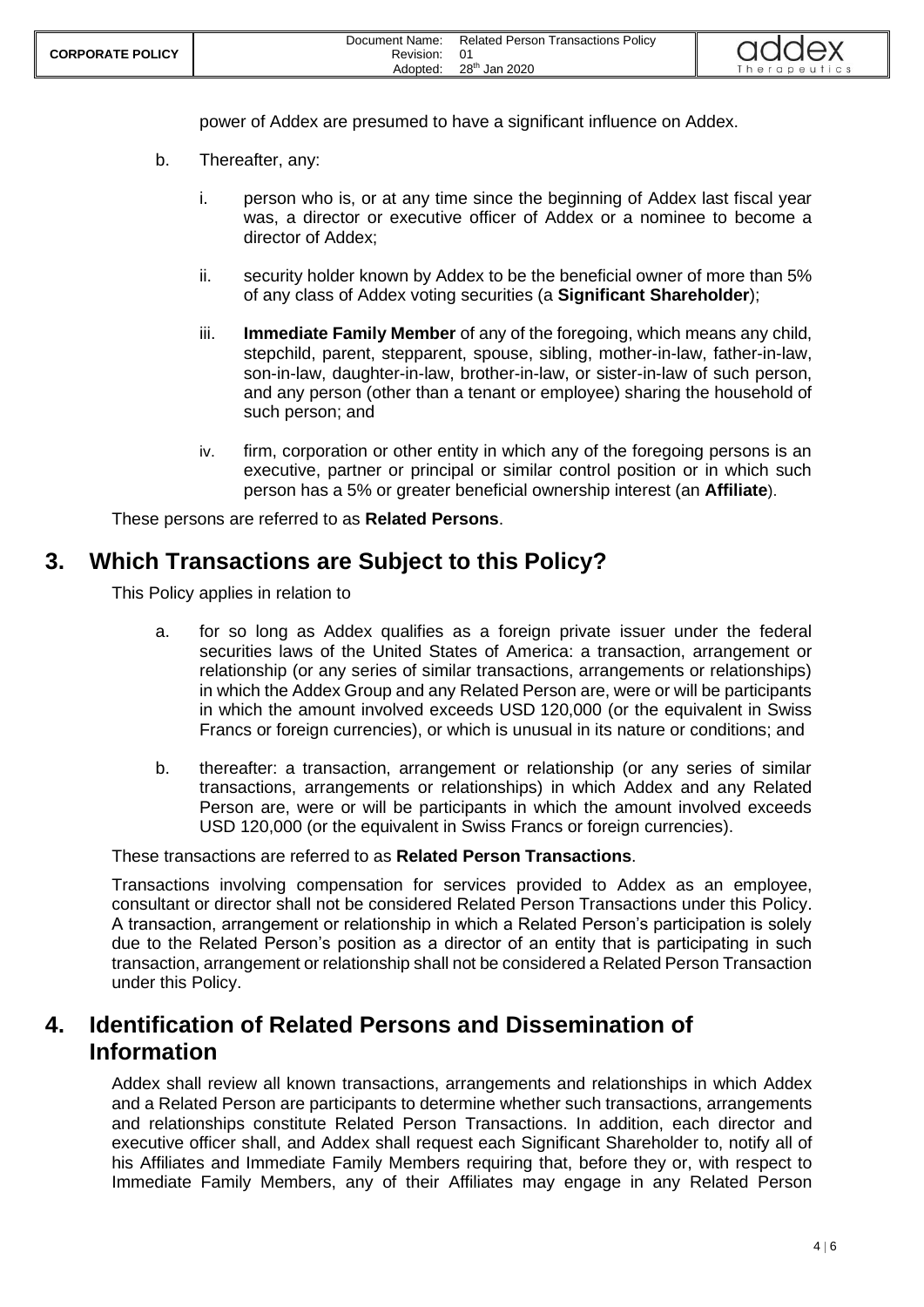power of Addex are presumed to have a significant influence on Addex.

b. Thereafter, any:

   i. person who is, or at any time since the beginning of Addex last fiscal year was, a director or executive officer of Addex or a nominee to become a director of Addex;

   ii. security holder known by Addex to be the beneficial owner of more than 5% of any class of Addex voting securities (a **Significant Shareholder**);

   iii. **Immediate Family Member** of any of the foregoing, which means any child, stepchild, parent, stepparent, spouse, sibling, mother-in-law, father-in-law, son-in-law, daughter-in-law, brother-in-law, or sister-in-law of such person, and any person (other than a tenant or employee) sharing the household of such person; and

   iv. firm, corporation or other entity in which any of the foregoing persons is an executive, partner or principal or similar control position or in which such person has a 5% or greater beneficial ownership interest (an **Affiliate**).

These persons are referred to as **Related Persons**.

## 3. Which Transactions are Subject to this Policy?

This Policy applies in relation to

a. for so long as Addex qualifies as a foreign private issuer under the federal securities laws of the United States of America: a transaction, arrangement or relationship (or any series of similar transactions, arrangements or relationships) in which the Addex Group and any Related Person are, were or will be participants in which the amount involved exceeds USD 120,000 (or the equivalent in Swiss Francs or foreign currencies), or which is unusual in its nature or conditions; and

b. thereafter: a transaction, arrangement or relationship (or any series of similar transactions, arrangements or relationships) in which Addex and any Related Person are, were or will be participants in which the amount involved exceeds USD 120,000 (or the equivalent in Swiss Francs or foreign currencies).

These transactions are referred to as **Related Person Transactions**.

Transactions involving compensation for services provided to Addex as an employee, consultant or director shall not be considered Related Person Transactions under this Policy. A transaction, arrangement or relationship in which a Related Person's participation is solely due to the Related Person's position as a director of an entity that is participating in such transaction, arrangement or relationship shall not be considered a Related Person Transaction under this Policy.

## 4. Identification of Related Persons and Dissemination of Information

Addex shall review all known transactions, arrangements and relationships in which Addex and a Related Person are participants to determine whether such transactions, arrangements and relationships constitute Related Person Transactions. In addition, each director and executive officer shall, and Addex shall request each Significant Shareholder to, notify all of his Affiliates and Immediate Family Members requiring that, before they or, with respect to Immediate Family Members, any of their Affiliates may engage in any Related Person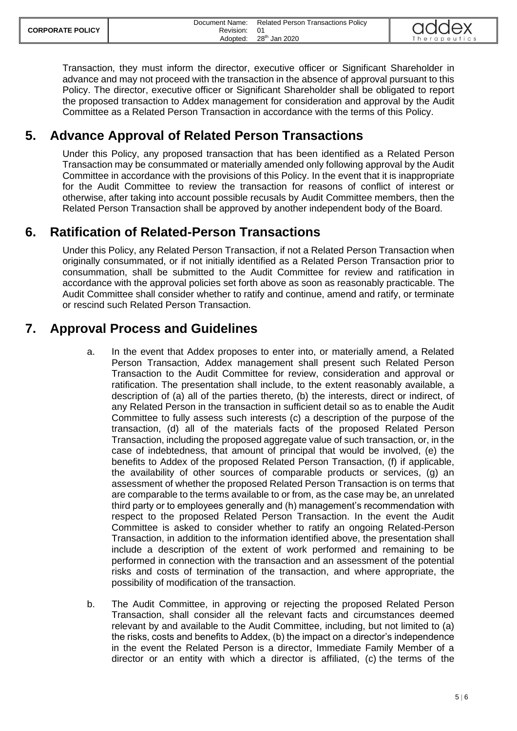Transaction, they must inform the director, executive officer or Significant Shareholder in advance and may not proceed with the transaction in the absence of approval pursuant to this Policy. The director, executive officer or Significant Shareholder shall be obligated to report the proposed transaction to Addex management for consideration and approval by the Audit Committee as a Related Person Transaction in accordance with the terms of this Policy.

## 5. Advance Approval of Related Person Transactions

Under this Policy, any proposed transaction that has been identified as a Related Person Transaction may be consummated or materially amended only following approval by the Audit Committee in accordance with the provisions of this Policy. In the event that it is inappropriate for the Audit Committee to review the transaction for reasons of conflict of interest or otherwise, after taking into account possible recusals by Audit Committee members, then the Related Person Transaction shall be approved by another independent body of the Board.

## 6. Ratification of Related-Person Transactions

Under this Policy, any Related Person Transaction, if not a Related Person Transaction when originally consummated, or if not initially identified as a Related Person Transaction prior to consummation, shall be submitted to the Audit Committee for review and ratification in accordance with the approval policies set forth above as soon as reasonably practicable. The Audit Committee shall consider whether to ratify and continue, amend and ratify, or terminate or rescind such Related Person Transaction.

## 7. Approval Process and Guidelines

a. In the event that Addex proposes to enter into, or materially amend, a Related Person Transaction, Addex management shall present such Related Person Transaction to the Audit Committee for review, consideration and approval or ratification. The presentation shall include, to the extent reasonably available, a description of (a) all of the parties thereto, (b) the interests, direct or indirect, of any Related Person in the transaction in sufficient detail so as to enable the Audit Committee to fully assess such interests (c) a description of the purpose of the transaction, (d) all of the materials facts of the proposed Related Person Transaction, including the proposed aggregate value of such transaction, or, in the case of indebtedness, that amount of principal that would be involved, (e) the benefits to Addex of the proposed Related Person Transaction, (f) if applicable, the availability of other sources of comparable products or services, (g) an assessment of whether the proposed Related Person Transaction is on terms that are comparable to the terms available to or from, as the case may be, an unrelated third party or to employees generally and (h) management's recommendation with respect to the proposed Related Person Transaction. In the event the Audit Committee is asked to consider whether to ratify an ongoing Related-Person Transaction, in addition to the information identified above, the presentation shall include a description of the extent of work performed and remaining to be performed in connection with the transaction and an assessment of the potential risks and costs of termination of the transaction, and where appropriate, the possibility of modification of the transaction.

b. The Audit Committee, in approving or rejecting the proposed Related Person Transaction, shall consider all the relevant facts and circumstances deemed relevant by and available to the Audit Committee, including, but not limited to (a) the risks, costs and benefits to Addex, (b) the impact on a director's independence in the event the Related Person is a director, Immediate Family Member of a director or an entity with which a director is affiliated, (c) the terms of the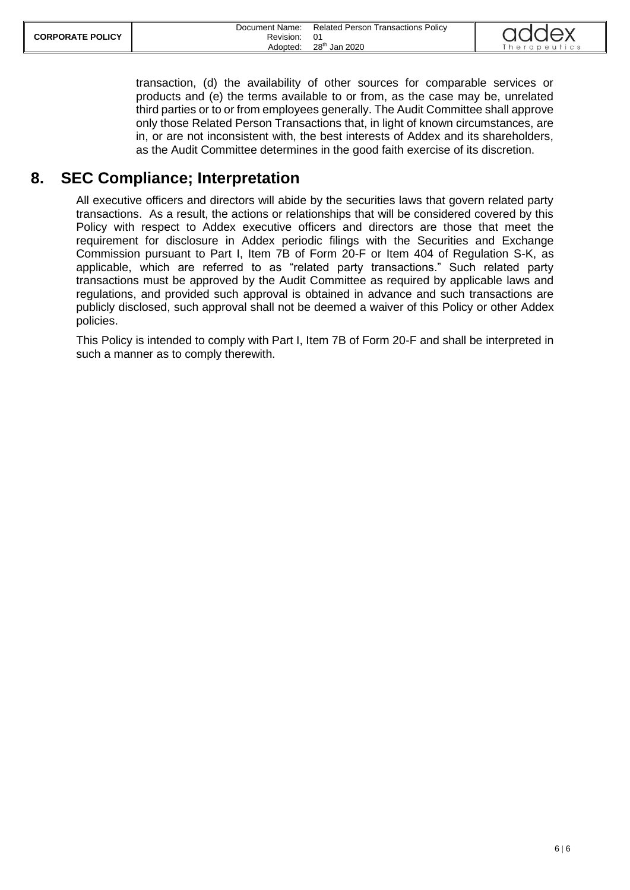transaction, (d) the availability of other sources for comparable services or products and (e) the terms available to or from, as the case may be, unrelated third parties or to or from employees generally. The Audit Committee shall approve only those Related Person Transactions that, in light of known circumstances, are in, or are not inconsistent with, the best interests of Addex and its shareholders, as the Audit Committee determines in the good faith exercise of its discretion.

## 8. SEC Compliance; Interpretation

All executive officers and directors will abide by the securities laws that govern related party transactions. As a result, the actions or relationships that will be considered covered by this Policy with respect to Addex executive officers and directors are those that meet the requirement for disclosure in Addex periodic filings with the Securities and Exchange Commission pursuant to Part I, Item 7B of Form 20-F or Item 404 of Regulation S-K, as applicable, which are referred to as "related party transactions." Such related party transactions must be approved by the Audit Committee as required by applicable laws and regulations, and provided such approval is obtained in advance and such transactions are publicly disclosed, such approval shall not be deemed a waiver of this Policy or other Addex policies.

This Policy is intended to comply with Part I, Item 7B of Form 20-F and shall be interpreted in such a manner as to comply therewith.